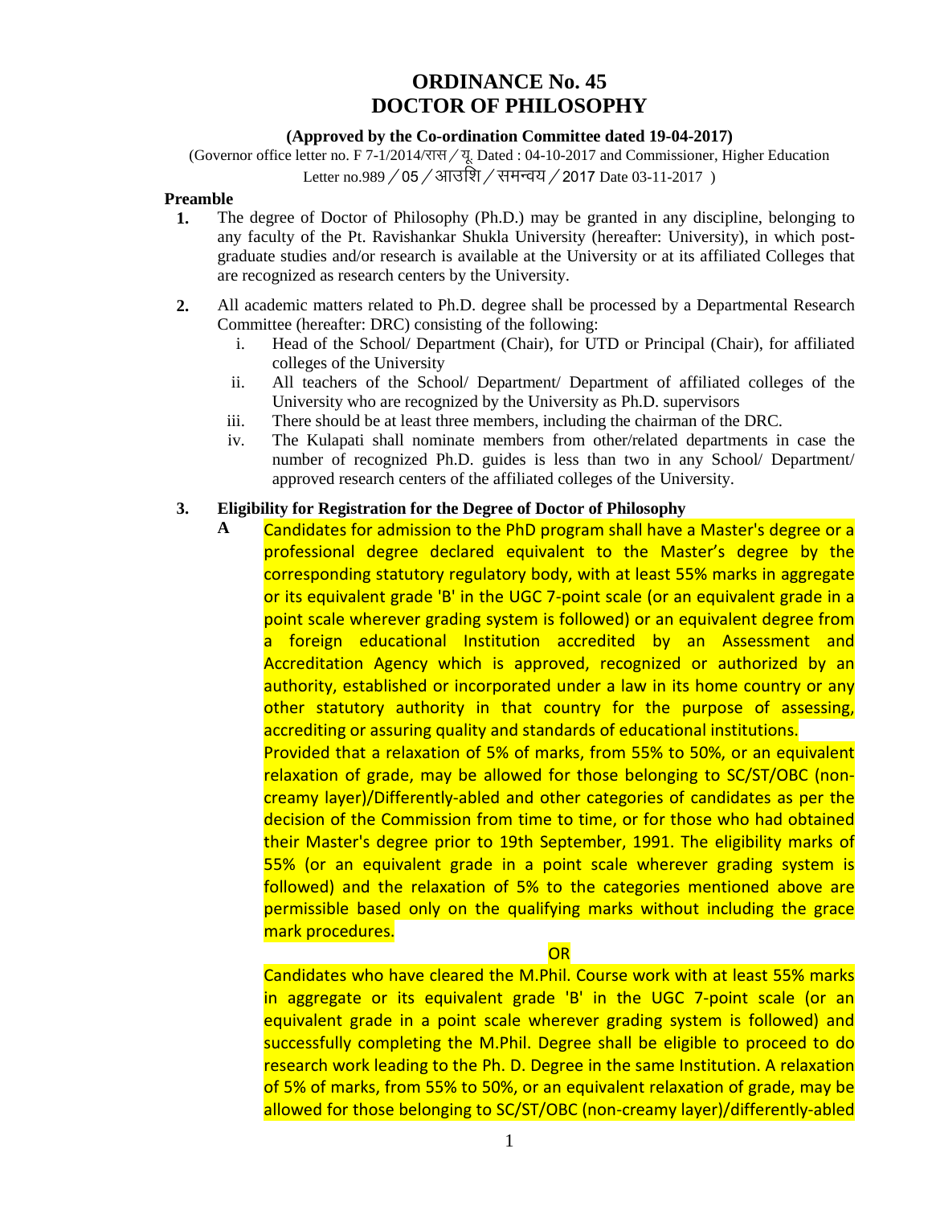# ORDINANCE No. 45
# DOCTOR OF PHILOSOPHY

**(Approved by the Co-ordination Committee dated 19-04-2017)**

(Governor office letter no. F 7-1/2014/रास / यू. Dated : 04-10-2017 and Commissioner, Higher Education Letter no.989 / 05 / आउशि / समन्वय / 2017 Date 03-11-2017 )

**Preamble**

1. The degree of Doctor of Philosophy (Ph.D.) may be granted in any discipline, belonging to any faculty of the Pt. Ravishankar Shukla University (hereafter: University), in which post-graduate studies and/or research is available at the University or at its affiliated Colleges that are recognized as research centers by the University.

2. All academic matters related to Ph.D. degree shall be processed by a Departmental Research Committee (hereafter: DRC) consisting of the following:
   i. Head of the School/ Department (Chair), for UTD or Principal (Chair), for affiliated colleges of the University
   ii. All teachers of the School/ Department/ Department of affiliated colleges of the University who are recognized by the University as Ph.D. supervisors
   iii. There should be at least three members, including the chairman of the DRC.
   iv. The Kulapati shall nominate members from other/related departments in case the number of recognized Ph.D. guides is less than two in any School/ Department/ approved research centers of the affiliated colleges of the University.

3. **Eligibility for Registration for the Degree of Doctor of Philosophy**

   **A** Candidates for admission to the PhD program shall have a Master's degree or a professional degree declared equivalent to the Master's degree by the corresponding statutory regulatory body, with at least 55% marks in aggregate or its equivalent grade 'B' in the UGC 7-point scale (or an equivalent grade in a point scale wherever grading system is followed) or an equivalent degree from a foreign educational Institution accredited by an Assessment and Accreditation Agency which is approved, recognized or authorized by an authority, established or incorporated under a law in its home country or any other statutory authority in that country for the purpose of assessing, accrediting or assuring quality and standards of educational institutions.

   Provided that a relaxation of 5% of marks, from 55% to 50%, or an equivalent relaxation of grade, may be allowed for those belonging to SC/ST/OBC (non-creamy layer)/Differently-abled and other categories of candidates as per the decision of the Commission from time to time, or for those who had obtained their Master's degree prior to 19th September, 1991. The eligibility marks of 55% (or an equivalent grade in a point scale wherever grading system is followed) and the relaxation of 5% to the categories mentioned above are permissible based only on the qualifying marks without including the grace mark procedures.

   OR

   Candidates who have cleared the M.Phil. Course work with at least 55% marks in aggregate or its equivalent grade 'B' in the UGC 7-point scale (or an equivalent grade in a point scale wherever grading system is followed) and successfully completing the M.Phil. Degree shall be eligible to proceed to do research work leading to the Ph. D. Degree in the same Institution. A relaxation of 5% of marks, from 55% to 50%, or an equivalent relaxation of grade, may be allowed for those belonging to SC/ST/OBC (non-creamy layer)/differently-abled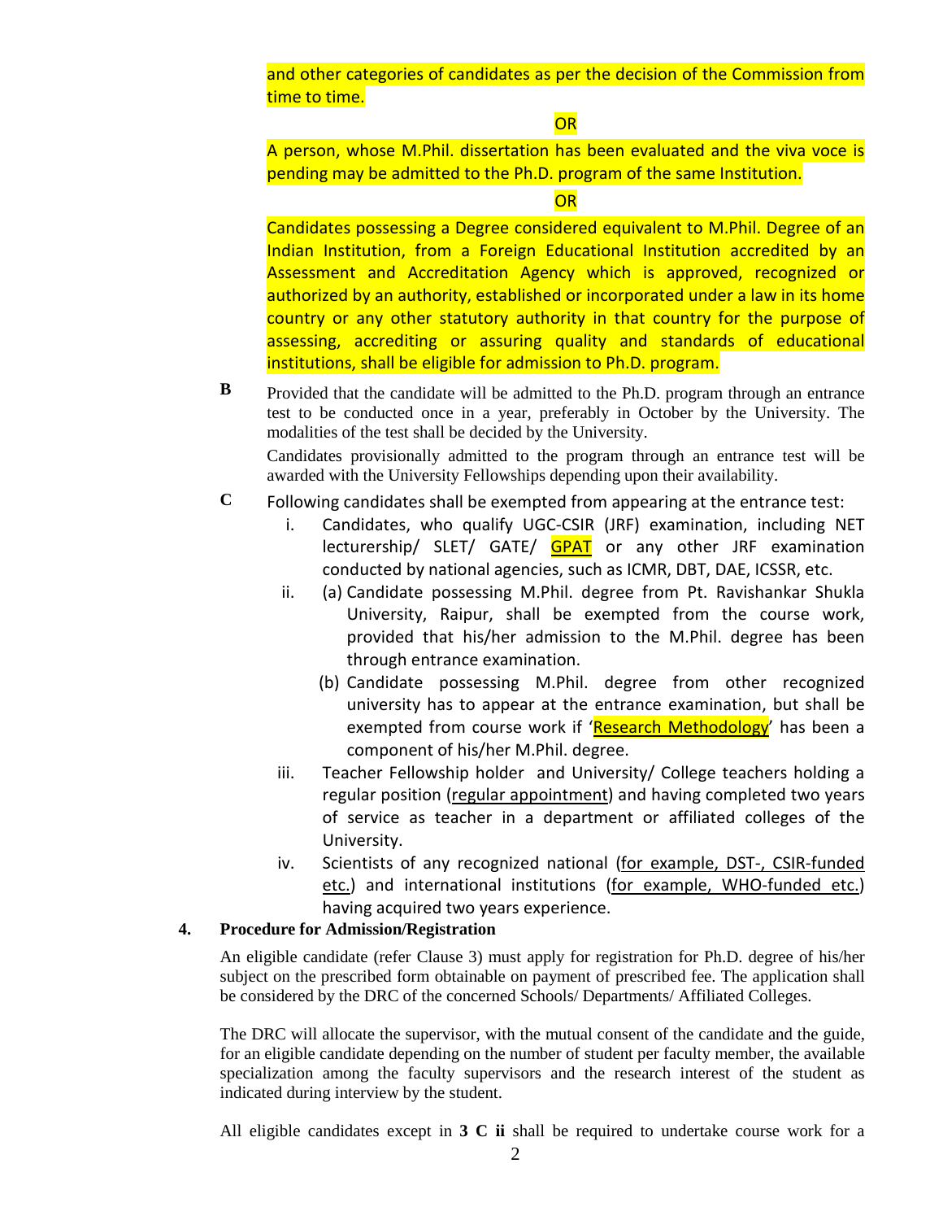and other categories of candidates as per the decision of the Commission from time to time.

OR

A person, whose M.Phil. dissertation has been evaluated and the viva voce is pending may be admitted to the Ph.D. program of the same Institution.

OR

Candidates possessing a Degree considered equivalent to M.Phil. Degree of an Indian Institution, from a Foreign Educational Institution accredited by an Assessment and Accreditation Agency which is approved, recognized or authorized by an authority, established or incorporated under a law in its home country or any other statutory authority in that country for the purpose of assessing, accrediting or assuring quality and standards of educational institutions, shall be eligible for admission to Ph.D. program.

**B** Provided that the candidate will be admitted to the Ph.D. program through an entrance test to be conducted once in a year, preferably in October by the University. The modalities of the test shall be decided by the University.

Candidates provisionally admitted to the program through an entrance test will be awarded with the University Fellowships depending upon their availability.

**C** Following candidates shall be exempted from appearing at the entrance test:

i. Candidates, who qualify UGC-CSIR (JRF) examination, including NET lecturership/ SLET/ GATE/ GPAT or any other JRF examination conducted by national agencies, such as ICMR, DBT, DAE, ICSSR, etc.

ii. (a) Candidate possessing M.Phil. degree from Pt. Ravishankar Shukla University, Raipur, shall be exempted from the course work, provided that his/her admission to the M.Phil. degree has been through entrance examination.

(b) Candidate possessing M.Phil. degree from other recognized university has to appear at the entrance examination, but shall be exempted from course work if 'Research Methodology' has been a component of his/her M.Phil. degree.

iii. Teacher Fellowship holder and University/ College teachers holding a regular position (regular appointment) and having completed two years of service as teacher in a department or affiliated colleges of the University.

iv. Scientists of any recognized national (for example, DST-, CSIR-funded etc.) and international institutions (for example, WHO-funded etc.) having acquired two years experience.

## 4. Procedure for Admission/Registration

An eligible candidate (refer Clause 3) must apply for registration for Ph.D. degree of his/her subject on the prescribed form obtainable on payment of prescribed fee. The application shall be considered by the DRC of the concerned Schools/ Departments/ Affiliated Colleges.

The DRC will allocate the supervisor, with the mutual consent of the candidate and the guide, for an eligible candidate depending on the number of student per faculty member, the available specialization among the faculty supervisors and the research interest of the student as indicated during interview by the student.

All eligible candidates except in **3 C ii** shall be required to undertake course work for a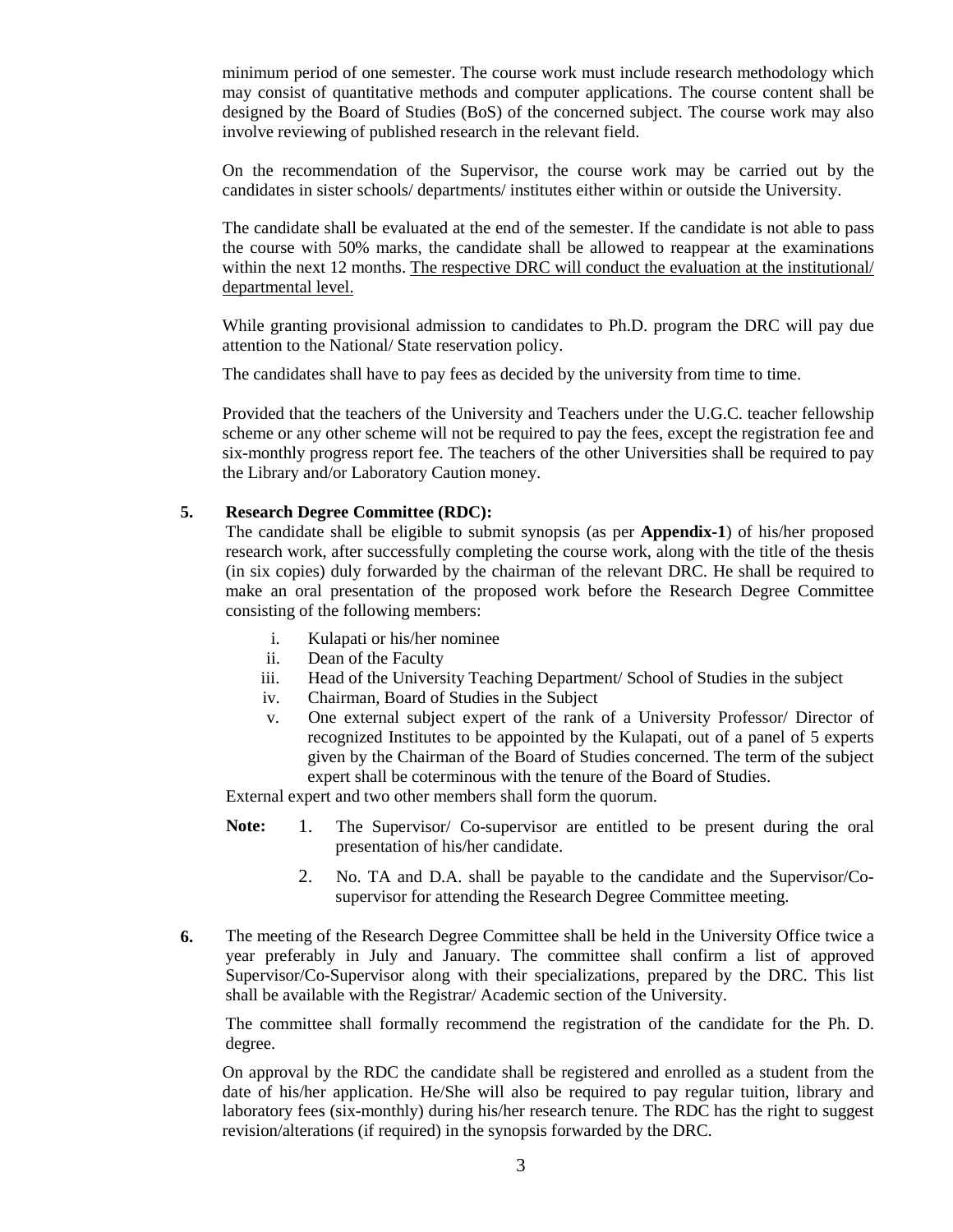minimum period of one semester. The course work must include research methodology which may consist of quantitative methods and computer applications. The course content shall be designed by the Board of Studies (BoS) of the concerned subject. The course work may also involve reviewing of published research in the relevant field.

On the recommendation of the Supervisor, the course work may be carried out by the candidates in sister schools/ departments/ institutes either within or outside the University.

The candidate shall be evaluated at the end of the semester. If the candidate is not able to pass the course with 50% marks, the candidate shall be allowed to reappear at the examinations within the next 12 months. <u>The respective DRC will conduct the evaluation at the institutional/ departmental level.</u>

While granting provisional admission to candidates to Ph.D. program the DRC will pay due attention to the National/ State reservation policy.

The candidates shall have to pay fees as decided by the university from time to time.

Provided that the teachers of the University and Teachers under the U.G.C. teacher fellowship scheme or any other scheme will not be required to pay the fees, except the registration fee and six-monthly progress report fee. The teachers of the other Universities shall be required to pay the Library and/or Laboratory Caution money.

**5. Research Degree Committee (RDC):**

The candidate shall be eligible to submit synopsis (as per **Appendix-1**) of his/her proposed research work, after successfully completing the course work, along with the title of the thesis (in six copies) duly forwarded by the chairman of the relevant DRC. He shall be required to make an oral presentation of the proposed work before the Research Degree Committee consisting of the following members:

- i. Kulapati or his/her nominee
- ii. Dean of the Faculty
- iii. Head of the University Teaching Department/ School of Studies in the subject
- iv. Chairman, Board of Studies in the Subject
- v. One external subject expert of the rank of a University Professor/ Director of recognized Institutes to be appointed by the Kulapati, out of a panel of 5 experts given by the Chairman of the Board of Studies concerned. The term of the subject expert shall be coterminous with the tenure of the Board of Studies.

External expert and two other members shall form the quorum.

**Note:**
1. The Supervisor/ Co-supervisor are entitled to be present during the oral presentation of his/her candidate.
2. No. TA and D.A. shall be payable to the candidate and the Supervisor/Co-supervisor for attending the Research Degree Committee meeting.

**6.** The meeting of the Research Degree Committee shall be held in the University Office twice a year preferably in July and January. The committee shall confirm a list of approved Supervisor/Co-Supervisor along with their specializations, prepared by the DRC. This list shall be available with the Registrar/ Academic section of the University.

The committee shall formally recommend the registration of the candidate for the Ph. D. degree.

On approval by the RDC the candidate shall be registered and enrolled as a student from the date of his/her application. He/She will also be required to pay regular tuition, library and laboratory fees (six-monthly) during his/her research tenure. The RDC has the right to suggest revision/alterations (if required) in the synopsis forwarded by the DRC.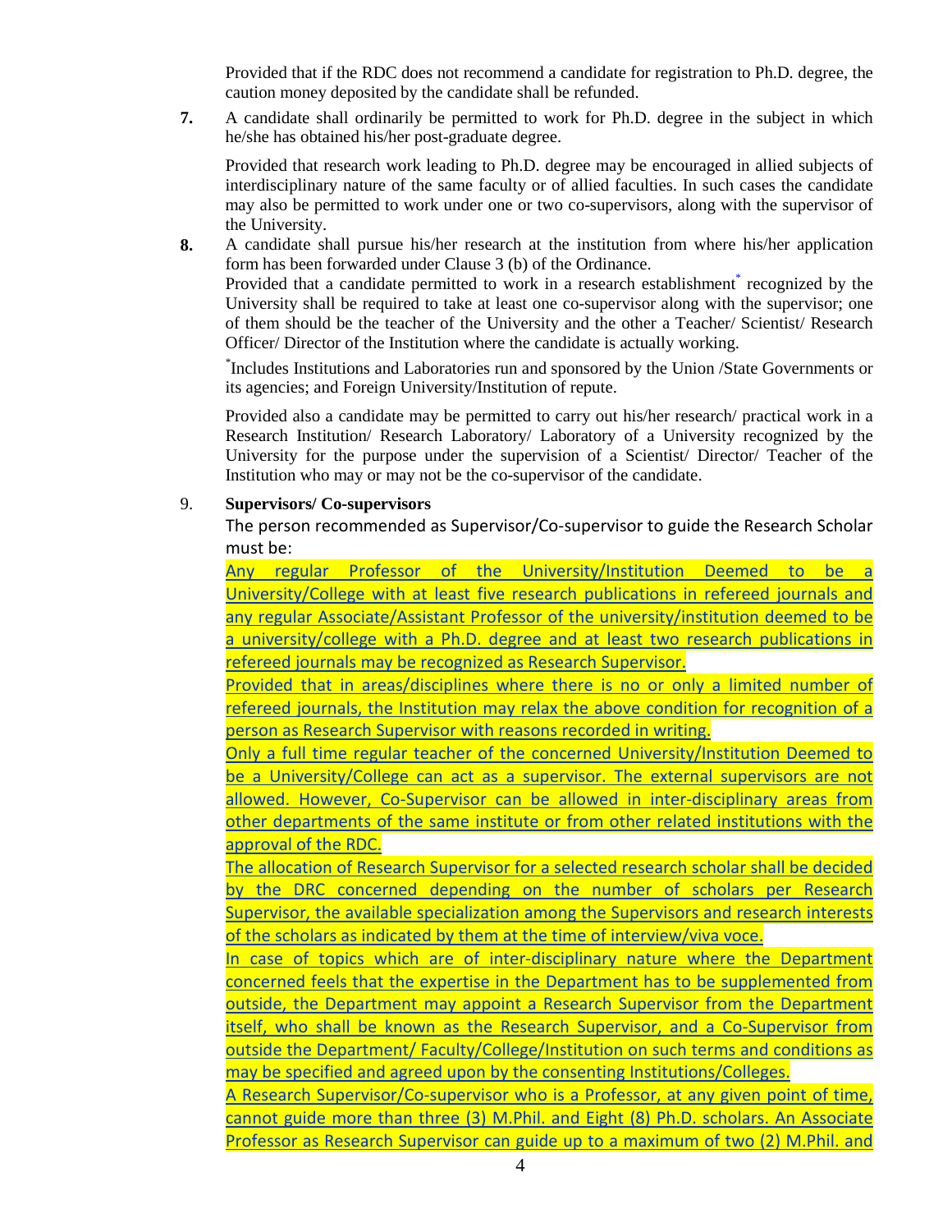Provided that if the RDC does not recommend a candidate for registration to Ph.D. degree, the caution money deposited by the candidate shall be refunded.

**7.** A candidate shall ordinarily be permitted to work for Ph.D. degree in the subject in which he/she has obtained his/her post-graduate degree.

Provided that research work leading to Ph.D. degree may be encouraged in allied subjects of interdisciplinary nature of the same faculty or of allied faculties. In such cases the candidate may also be permitted to work under one or two co-supervisors, along with the supervisor of the University.

**8.** A candidate shall pursue his/her research at the institution from where his/her application form has been forwarded under Clause 3 (b) of the Ordinance.

Provided that a candidate permitted to work in a research establishment* recognized by the University shall be required to take at least one co-supervisor along with the supervisor; one of them should be the teacher of the University and the other a Teacher/ Scientist/ Research Officer/ Director of the Institution where the candidate is actually working.

*Includes Institutions and Laboratories run and sponsored by the Union /State Governments or its agencies; and Foreign University/Institution of repute.

Provided also a candidate may be permitted to carry out his/her research/ practical work in a Research Institution/ Research Laboratory/ Laboratory of a University recognized by the University for the purpose under the supervision of a Scientist/ Director/ Teacher of the Institution who may or may not be the co-supervisor of the candidate.

9. **Supervisors/ Co-supervisors**

The person recommended as Supervisor/Co-supervisor to guide the Research Scholar must be:

Any regular Professor of the University/Institution Deemed to be a University/College with at least five research publications in refereed journals and any regular Associate/Assistant Professor of the university/institution deemed to be a university/college with a Ph.D. degree and at least two research publications in refereed journals may be recognized as Research Supervisor.

Provided that in areas/disciplines where there is no or only a limited number of refereed journals, the Institution may relax the above condition for recognition of a person as Research Supervisor with reasons recorded in writing.

Only a full time regular teacher of the concerned University/Institution Deemed to be a University/College can act as a supervisor. The external supervisors are not allowed. However, Co-Supervisor can be allowed in inter-disciplinary areas from other departments of the same institute or from other related institutions with the approval of the RDC.

The allocation of Research Supervisor for a selected research scholar shall be decided by the DRC concerned depending on the number of scholars per Research Supervisor, the available specialization among the Supervisors and research interests of the scholars as indicated by them at the time of interview/viva voce.

In case of topics which are of inter-disciplinary nature where the Department concerned feels that the expertise in the Department has to be supplemented from outside, the Department may appoint a Research Supervisor from the Department itself, who shall be known as the Research Supervisor, and a Co-Supervisor from outside the Department/ Faculty/College/Institution on such terms and conditions as may be specified and agreed upon by the consenting Institutions/Colleges.

A Research Supervisor/Co-supervisor who is a Professor, at any given point of time, cannot guide more than three (3) M.Phil. and Eight (8) Ph.D. scholars. An Associate Professor as Research Supervisor can guide up to a maximum of two (2) M.Phil. and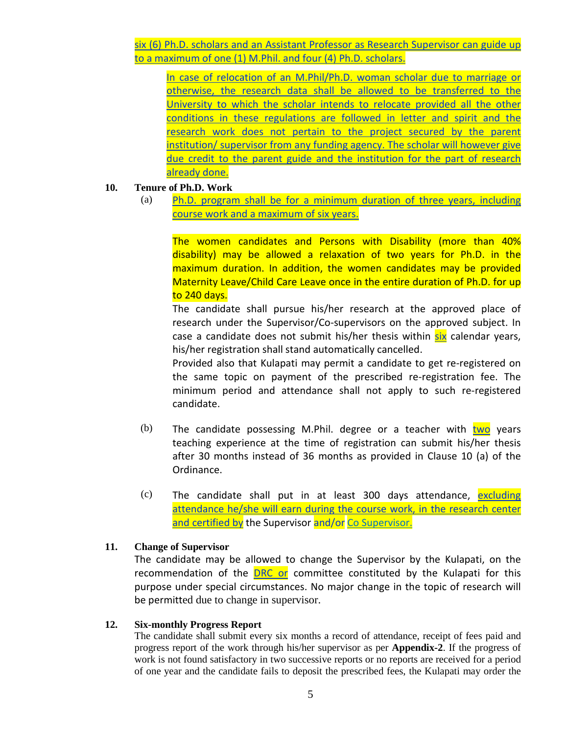six (6) Ph.D. scholars and an Assistant Professor as Research Supervisor can guide up to a maximum of one (1) M.Phil. and four (4) Ph.D. scholars.

In case of relocation of an M.Phil/Ph.D. woman scholar due to marriage or otherwise, the research data shall be allowed to be transferred to the University to which the scholar intends to relocate provided all the other conditions in these regulations are followed in letter and spirit and the research work does not pertain to the project secured by the parent institution/ supervisor from any funding agency. The scholar will however give due credit to the parent guide and the institution for the part of research already done.

**10. Tenure of Ph.D. Work**

(a) Ph.D. program shall be for a minimum duration of three years, including course work and a maximum of six years.

The women candidates and Persons with Disability (more than 40% disability) may be allowed a relaxation of two years for Ph.D. in the maximum duration. In addition, the women candidates may be provided Maternity Leave/Child Care Leave once in the entire duration of Ph.D. for up to 240 days.

The candidate shall pursue his/her research at the approved place of research under the Supervisor/Co-supervisors on the approved subject. In case a candidate does not submit his/her thesis within six calendar years, his/her registration shall stand automatically cancelled.

Provided also that Kulapati may permit a candidate to get re-registered on the same topic on payment of the prescribed re-registration fee. The minimum period and attendance shall not apply to such re-registered candidate.

(b) The candidate possessing M.Phil. degree or a teacher with two years teaching experience at the time of registration can submit his/her thesis after 30 months instead of 36 months as provided in Clause 10 (a) of the Ordinance.

(c) The candidate shall put in at least 300 days attendance, excluding attendance he/she will earn during the course work, in the research center and certified by the Supervisor and/or Co Supervisor.

**11. Change of Supervisor**

The candidate may be allowed to change the Supervisor by the Kulapati, on the recommendation of the DRC or committee constituted by the Kulapati for this purpose under special circumstances. No major change in the topic of research will be permitted due to change in supervisor.

**12. Six-monthly Progress Report**

The candidate shall submit every six months a record of attendance, receipt of fees paid and progress report of the work through his/her supervisor as per **Appendix-2**. If the progress of work is not found satisfactory in two successive reports or no reports are received for a period of one year and the candidate fails to deposit the prescribed fees, the Kulapati may order the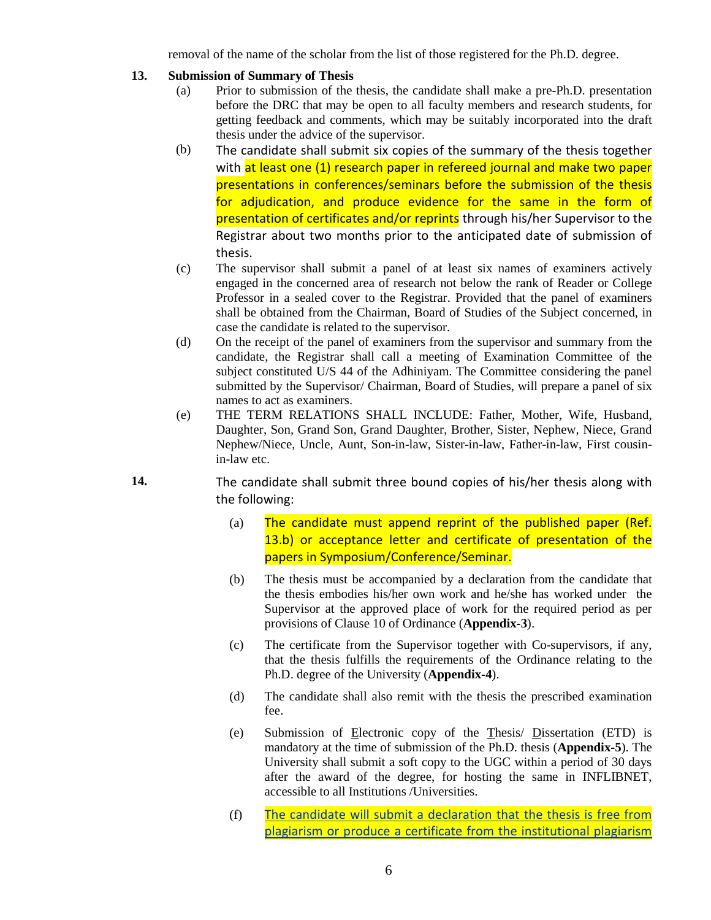removal of the name of the scholar from the list of those registered for the Ph.D. degree.

**13. Submission of Summary of Thesis**

(a) Prior to submission of the thesis, the candidate shall make a pre-Ph.D. presentation before the DRC that may be open to all faculty members and research students, for getting feedback and comments, which may be suitably incorporated into the draft thesis under the advice of the supervisor.

(b) The candidate shall submit six copies of the summary of the thesis together with at least one (1) research paper in refereed journal and make two paper presentations in conferences/seminars before the submission of the thesis for adjudication, and produce evidence for the same in the form of presentation of certificates and/or reprints through his/her Supervisor to the Registrar about two months prior to the anticipated date of submission of thesis.

(c) The supervisor shall submit a panel of at least six names of examiners actively engaged in the concerned area of research not below the rank of Reader or College Professor in a sealed cover to the Registrar. Provided that the panel of examiners shall be obtained from the Chairman, Board of Studies of the Subject concerned, in case the candidate is related to the supervisor.

(d) On the receipt of the panel of examiners from the supervisor and summary from the candidate, the Registrar shall call a meeting of Examination Committee of the subject constituted U/S 44 of the Adhiniyam. The Committee considering the panel submitted by the Supervisor/ Chairman, Board of Studies, will prepare a panel of six names to act as examiners.

(e) THE TERM RELATIONS SHALL INCLUDE: Father, Mother, Wife, Husband, Daughter, Son, Grand Son, Grand Daughter, Brother, Sister, Nephew, Niece, Grand Nephew/Niece, Uncle, Aunt, Son-in-law, Sister-in-law, Father-in-law, First cousin-in-law etc.

**14.** The candidate shall submit three bound copies of his/her thesis along with the following:

(a) The candidate must append reprint of the published paper (Ref. 13.b) or acceptance letter and certificate of presentation of the papers in Symposium/Conference/Seminar.

(b) The thesis must be accompanied by a declaration from the candidate that the thesis embodies his/her own work and he/she has worked under the Supervisor at the approved place of work for the required period as per provisions of Clause 10 of Ordinance (**Appendix-3**).

(c) The certificate from the Supervisor together with Co-supervisors, if any, that the thesis fulfills the requirements of the Ordinance relating to the Ph.D. degree of the University (**Appendix-4**).

(d) The candidate shall also remit with the thesis the prescribed examination fee.

(e) Submission of Electronic copy of the Thesis/ Dissertation (ETD) is mandatory at the time of submission of the Ph.D. thesis (**Appendix-5**). The University shall submit a soft copy to the UGC within a period of 30 days after the award of the degree, for hosting the same in INFLIBNET, accessible to all Institutions /Universities.

(f) The candidate will submit a declaration that the thesis is free from plagiarism or produce a certificate from the institutional plagiarism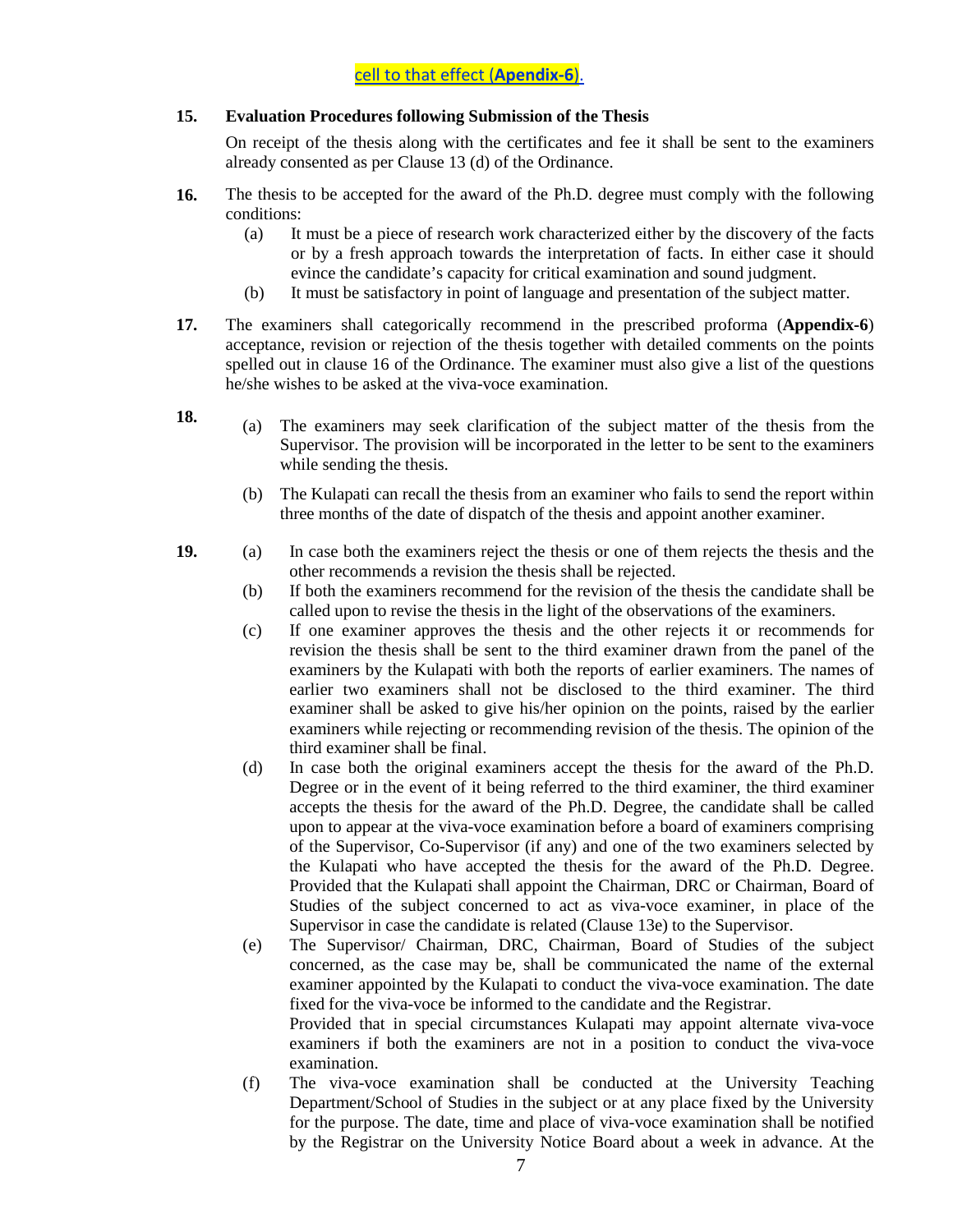cell to that effect (**Apendix-6**).

**15. Evaluation Procedures following Submission of the Thesis**

On receipt of the thesis along with the certificates and fee it shall be sent to the examiners already consented as per Clause 13 (d) of the Ordinance.

**16.** The thesis to be accepted for the award of the Ph.D. degree must comply with the following conditions:

(a) It must be a piece of research work characterized either by the discovery of the facts or by a fresh approach towards the interpretation of facts. In either case it should evince the candidate's capacity for critical examination and sound judgment.

(b) It must be satisfactory in point of language and presentation of the subject matter.

**17.** The examiners shall categorically recommend in the prescribed proforma (**Appendix-6**) acceptance, revision or rejection of the thesis together with detailed comments on the points spelled out in clause 16 of the Ordinance. The examiner must also give a list of the questions he/she wishes to be asked at the viva-voce examination.

**18.**

(a) The examiners may seek clarification of the subject matter of the thesis from the Supervisor. The provision will be incorporated in the letter to be sent to the examiners while sending the thesis.

(b) The Kulapati can recall the thesis from an examiner who fails to send the report within three months of the date of dispatch of the thesis and appoint another examiner.

**19.**

(a) In case both the examiners reject the thesis or one of them rejects the thesis and the other recommends a revision the thesis shall be rejected.

(b) If both the examiners recommend for the revision of the thesis the candidate shall be called upon to revise the thesis in the light of the observations of the examiners.

(c) If one examiner approves the thesis and the other rejects it or recommends for revision the thesis shall be sent to the third examiner drawn from the panel of the examiners by the Kulapati with both the reports of earlier examiners. The names of earlier two examiners shall not be disclosed to the third examiner. The third examiner shall be asked to give his/her opinion on the points, raised by the earlier examiners while rejecting or recommending revision of the thesis. The opinion of the third examiner shall be final.

(d) In case both the original examiners accept the thesis for the award of the Ph.D. Degree or in the event of it being referred to the third examiner, the third examiner accepts the thesis for the award of the Ph.D. Degree, the candidate shall be called upon to appear at the viva-voce examination before a board of examiners comprising of the Supervisor, Co-Supervisor (if any) and one of the two examiners selected by the Kulapati who have accepted the thesis for the award of the Ph.D. Degree. Provided that the Kulapati shall appoint the Chairman, DRC or Chairman, Board of Studies of the subject concerned to act as viva-voce examiner, in place of the Supervisor in case the candidate is related (Clause 13e) to the Supervisor.

(e) The Supervisor/ Chairman, DRC, Chairman, Board of Studies of the subject concerned, as the case may be, shall be communicated the name of the external examiner appointed by the Kulapati to conduct the viva-voce examination. The date fixed for the viva-voce be informed to the candidate and the Registrar.
Provided that in special circumstances Kulapati may appoint alternate viva-voce examiners if both the examiners are not in a position to conduct the viva-voce examination.

(f) The viva-voce examination shall be conducted at the University Teaching Department/School of Studies in the subject or at any place fixed by the University for the purpose. The date, time and place of viva-voce examination shall be notified by the Registrar on the University Notice Board about a week in advance. At the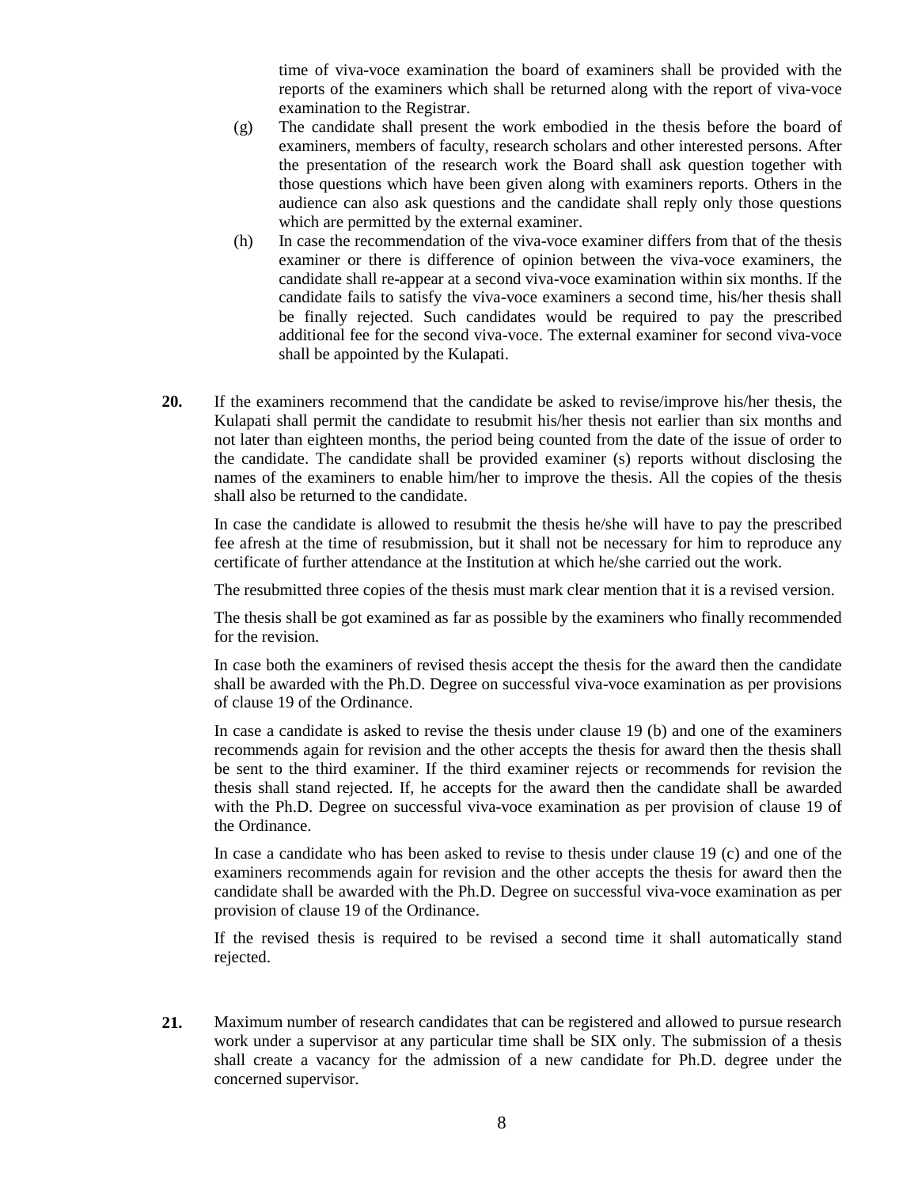time of viva-voce examination the board of examiners shall be provided with the reports of the examiners which shall be returned along with the report of viva-voce examination to the Registrar.

(g) The candidate shall present the work embodied in the thesis before the board of examiners, members of faculty, research scholars and other interested persons. After the presentation of the research work the Board shall ask question together with those questions which have been given along with examiners reports. Others in the audience can also ask questions and the candidate shall reply only those questions which are permitted by the external examiner.

(h) In case the recommendation of the viva-voce examiner differs from that of the thesis examiner or there is difference of opinion between the viva-voce examiners, the candidate shall re-appear at a second viva-voce examination within six months. If the candidate fails to satisfy the viva-voce examiners a second time, his/her thesis shall be finally rejected. Such candidates would be required to pay the prescribed additional fee for the second viva-voce. The external examiner for second viva-voce shall be appointed by the Kulapati.

**20.** If the examiners recommend that the candidate be asked to revise/improve his/her thesis, the Kulapati shall permit the candidate to resubmit his/her thesis not earlier than six months and not later than eighteen months, the period being counted from the date of the issue of order to the candidate. The candidate shall be provided examiner (s) reports without disclosing the names of the examiners to enable him/her to improve the thesis. All the copies of the thesis shall also be returned to the candidate.

In case the candidate is allowed to resubmit the thesis he/she will have to pay the prescribed fee afresh at the time of resubmission, but it shall not be necessary for him to reproduce any certificate of further attendance at the Institution at which he/she carried out the work.

The resubmitted three copies of the thesis must mark clear mention that it is a revised version.

The thesis shall be got examined as far as possible by the examiners who finally recommended for the revision.

In case both the examiners of revised thesis accept the thesis for the award then the candidate shall be awarded with the Ph.D. Degree on successful viva-voce examination as per provisions of clause 19 of the Ordinance.

In case a candidate is asked to revise the thesis under clause 19 (b) and one of the examiners recommends again for revision and the other accepts the thesis for award then the thesis shall be sent to the third examiner. If the third examiner rejects or recommends for revision the thesis shall stand rejected. If, he accepts for the award then the candidate shall be awarded with the Ph.D. Degree on successful viva-voce examination as per provision of clause 19 of the Ordinance.

In case a candidate who has been asked to revise to thesis under clause 19 (c) and one of the examiners recommends again for revision and the other accepts the thesis for award then the candidate shall be awarded with the Ph.D. Degree on successful viva-voce examination as per provision of clause 19 of the Ordinance.

If the revised thesis is required to be revised a second time it shall automatically stand rejected.

**21.** Maximum number of research candidates that can be registered and allowed to pursue research work under a supervisor at any particular time shall be SIX only. The submission of a thesis shall create a vacancy for the admission of a new candidate for Ph.D. degree under the concerned supervisor.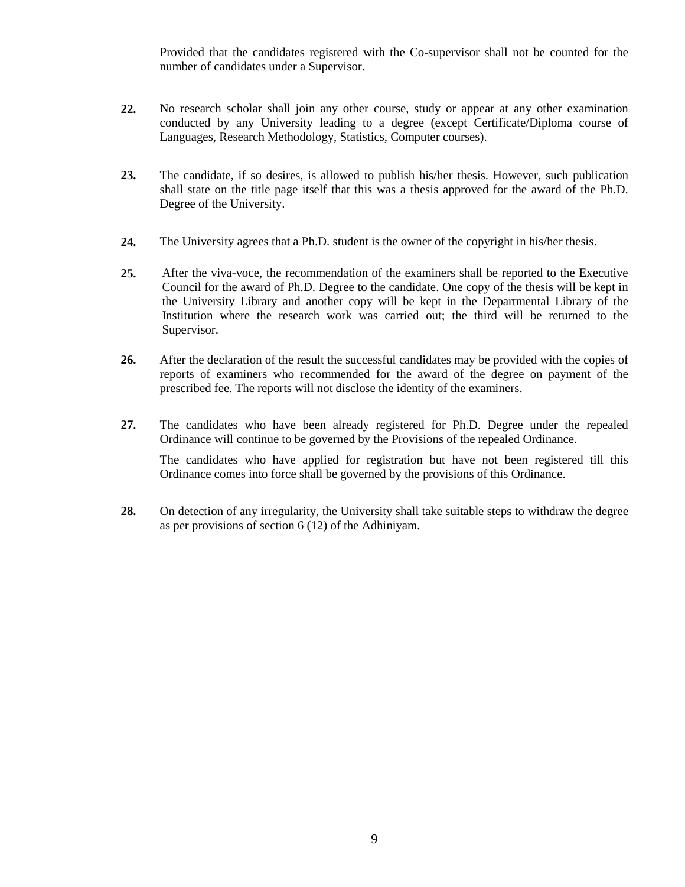Provided that the candidates registered with the Co-supervisor shall not be counted for the number of candidates under a Supervisor.

**22.** No research scholar shall join any other course, study or appear at any other examination conducted by any University leading to a degree (except Certificate/Diploma course of Languages, Research Methodology, Statistics, Computer courses).

**23.** The candidate, if so desires, is allowed to publish his/her thesis. However, such publication shall state on the title page itself that this was a thesis approved for the award of the Ph.D. Degree of the University.

**24.** The University agrees that a Ph.D. student is the owner of the copyright in his/her thesis.

**25.** After the viva-voce, the recommendation of the examiners shall be reported to the Executive Council for the award of Ph.D. Degree to the candidate. One copy of the thesis will be kept in the University Library and another copy will be kept in the Departmental Library of the Institution where the research work was carried out; the third will be returned to the Supervisor.

**26.** After the declaration of the result the successful candidates may be provided with the copies of reports of examiners who recommended for the award of the degree on payment of the prescribed fee. The reports will not disclose the identity of the examiners.

**27.** The candidates who have been already registered for Ph.D. Degree under the repealed Ordinance will continue to be governed by the Provisions of the repealed Ordinance.

The candidates who have applied for registration but have not been registered till this Ordinance comes into force shall be governed by the provisions of this Ordinance.

**28.** On detection of any irregularity, the University shall take suitable steps to withdraw the degree as per provisions of section 6 (12) of the Adhiniyam.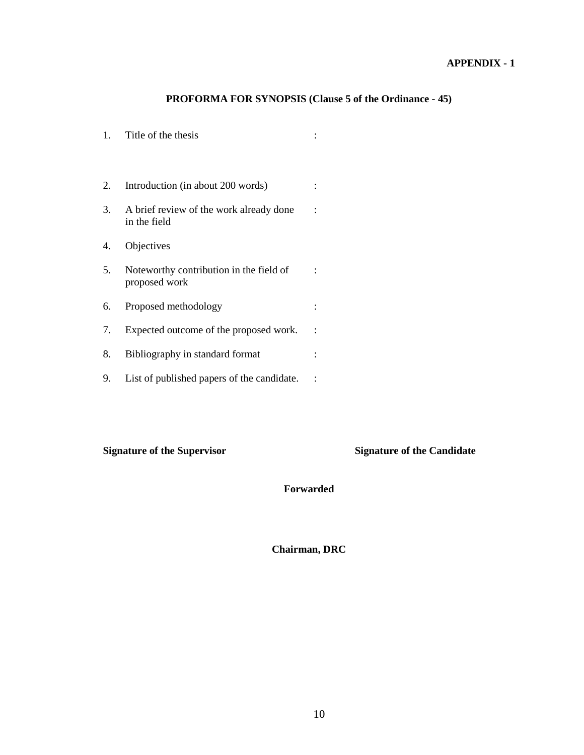**APPENDIX - 1**

## PROFORMA FOR SYNOPSIS (Clause 5 of the Ordinance - 45)

1. Title of the thesis :

2. Introduction (in about 200 words) :

3. A brief review of the work already done in the field :

4. Objectives

5. Noteworthy contribution in the field of proposed work :

6. Proposed methodology :

7. Expected outcome of the proposed work. :

8. Bibliography in standard format :

9. List of published papers of the candidate. :

**Signature of the Supervisor** **Signature of the Candidate**

**Forwarded**

**Chairman, DRC**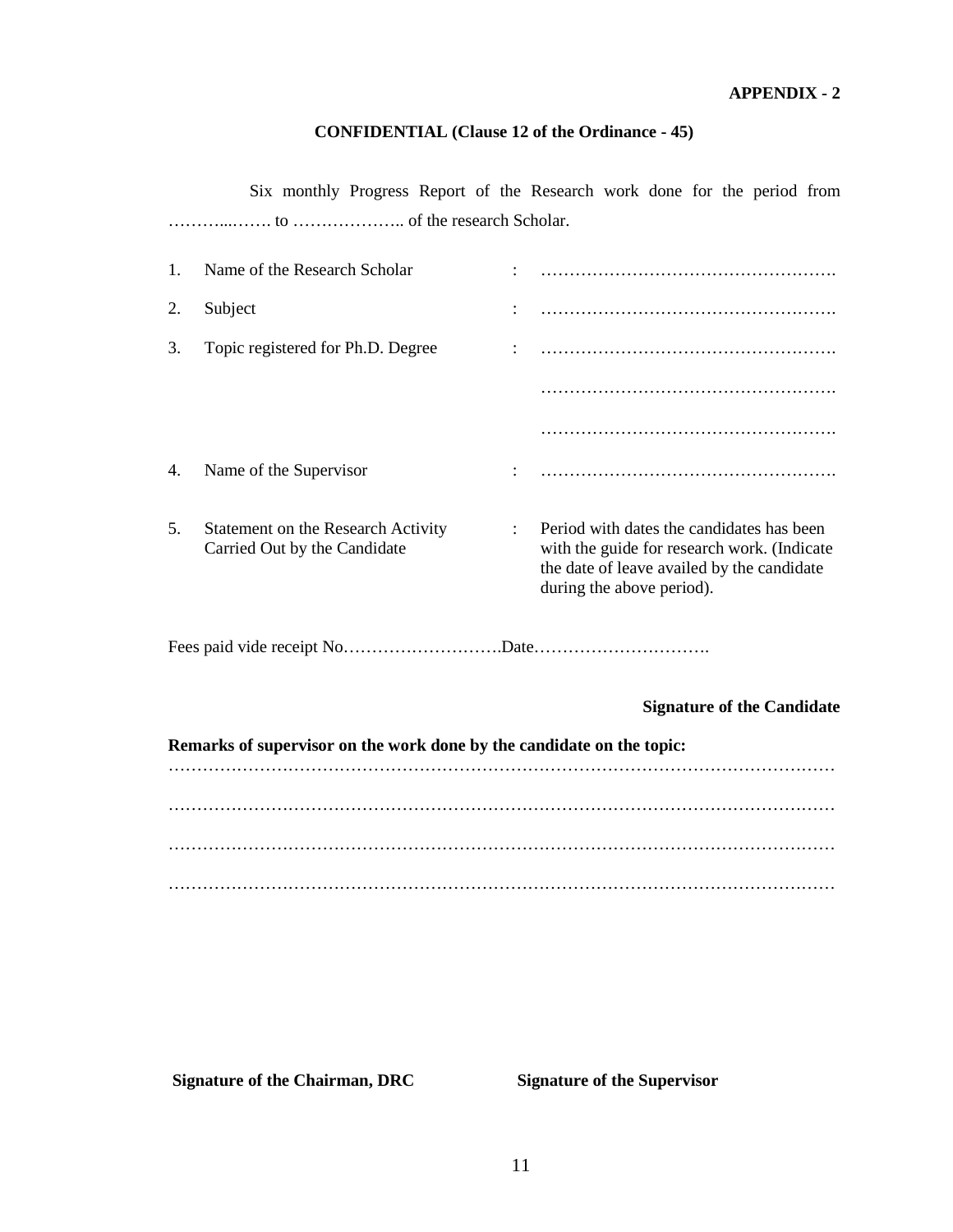**APPENDIX - 2**

**CONFIDENTIAL (Clause 12 of the Ordinance - 45)**

Six monthly Progress Report of the Research work done for the period from ………...……. to ……………….. of the research Scholar.

| | | | |
|---|---|---|---|
| 1. | Name of the Research Scholar | : | ……………………………………………. |
| 2. | Subject | : | ……………………………………………. |
| 3. | Topic registered for Ph.D. Degree | : | ……………………………………………. |
| | | | ……………………………………………. |
| | | | ……………………………………………. |
| 4. | Name of the Supervisor | : | ……………………………………………. |
| 5. | Statement on the Research Activity Carried Out by the Candidate | : | Period with dates the candidates has been with the guide for research work. (Indicate the date of leave availed by the candidate during the above period). |

Fees paid vide receipt No……………………….Date………………………….

**Signature of the Candidate**

**Remarks of supervisor on the work done by the candidate on the topic:**

…………………………………………………………………………………………………

…………………………………………………………………………………………………

…………………………………………………………………………………………………

…………………………………………………………………………………………………

**Signature of the Chairman, DRC** **Signature of the Supervisor**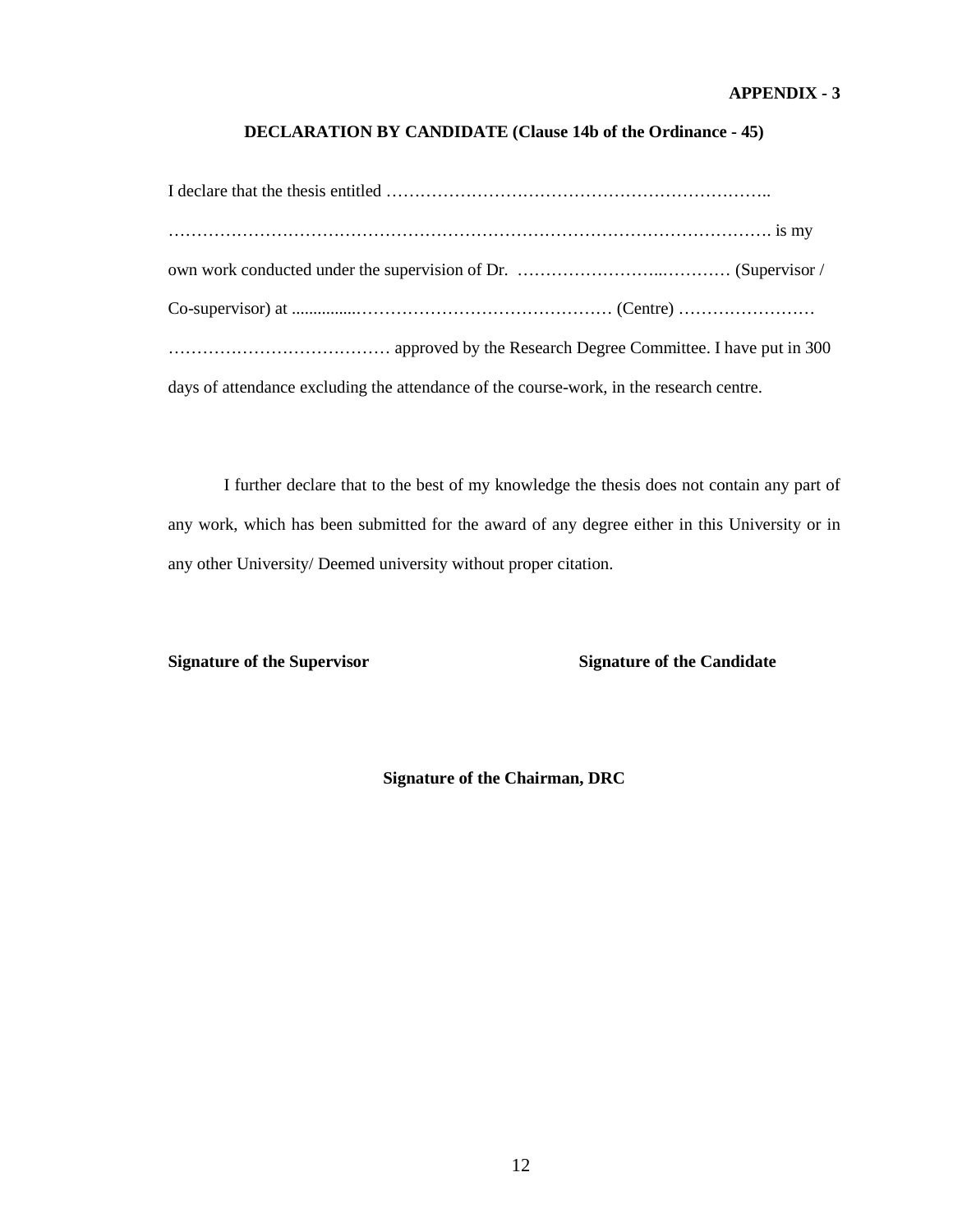**APPENDIX - 3**

## DECLARATION BY CANDIDATE (Clause 14b of the Ordinance - 45)

I declare that the thesis entitled …………………………………………………………..
………………………………………………………………………………………………. is my own work conducted under the supervision of Dr. …………………..………… (Supervisor / Co-supervisor) at ...............……………………………………… (Centre) ……………………
………………………………… approved by the Research Degree Committee. I have put in 300 days of attendance excluding the attendance of the course-work, in the research centre.

I further declare that to the best of my knowledge the thesis does not contain any part of any work, which has been submitted for the award of any degree either in this University or in any other University/ Deemed university without proper citation.

**Signature of the Supervisor** **Signature of the Candidate**

**Signature of the Chairman, DRC**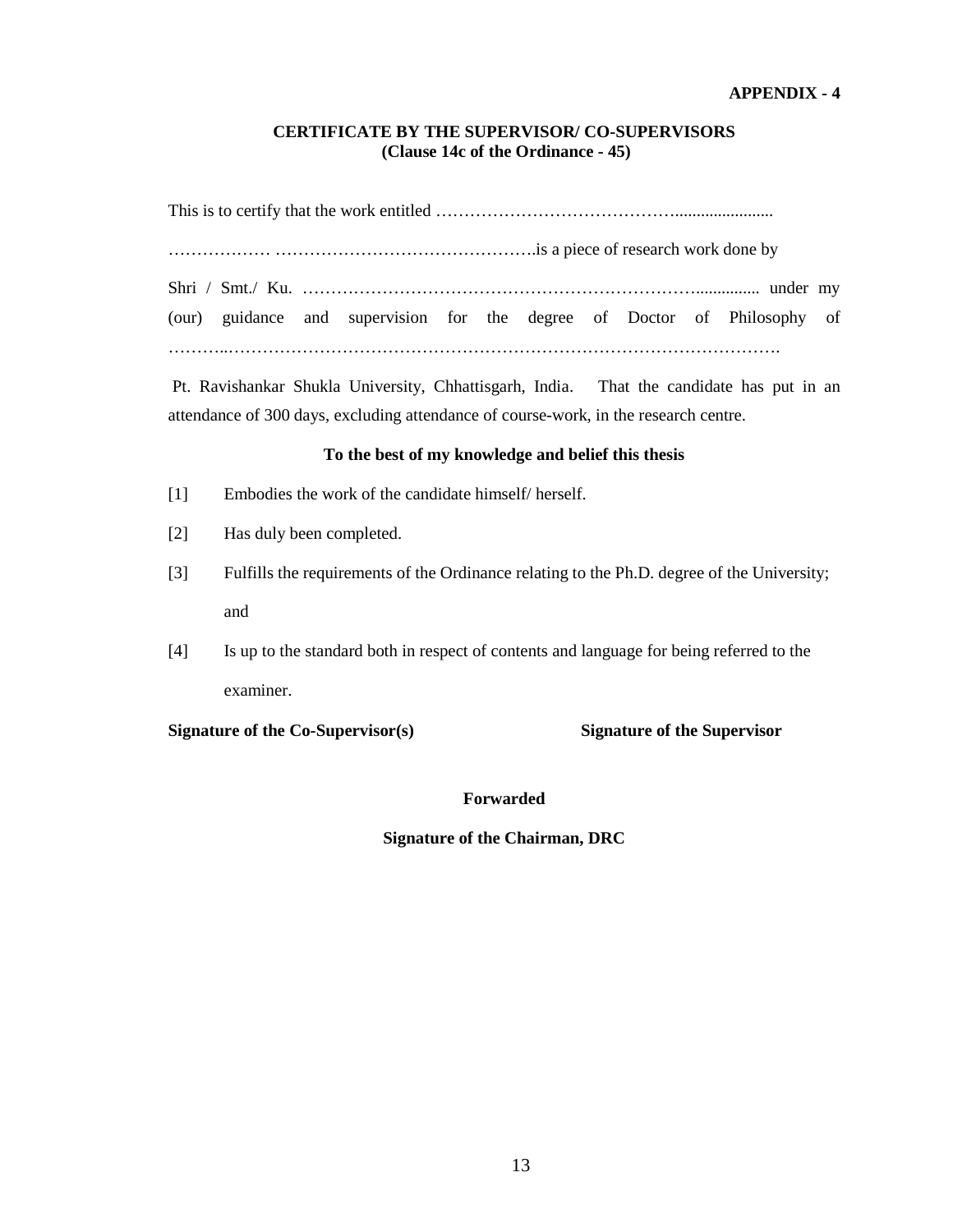**APPENDIX - 4**

**CERTIFICATE BY THE SUPERVISOR/ CO-SUPERVISORS**
**(Clause 14c of the Ordinance - 45)**

This is to certify that the work entitled …………………………………........................

……………… ……………………………………….is a piece of research work done by

Shri / Smt./ Ku. …………………………………………………………............... under my (our) guidance and supervision for the degree of Doctor of Philosophy of ………..……………………………………………………………………………………….

Pt. Ravishankar Shukla University, Chhattisgarh, India. That the candidate has put in an attendance of 300 days, excluding attendance of course-work, in the research centre.

**To the best of my knowledge and belief this thesis**

[1] Embodies the work of the candidate himself/ herself.

[2] Has duly been completed.

[3] Fulfills the requirements of the Ordinance relating to the Ph.D. degree of the University; and

[4] Is up to the standard both in respect of contents and language for being referred to the examiner.

**Signature of the Co-Supervisor(s)** **Signature of the Supervisor**

**Forwarded**

**Signature of the Chairman, DRC**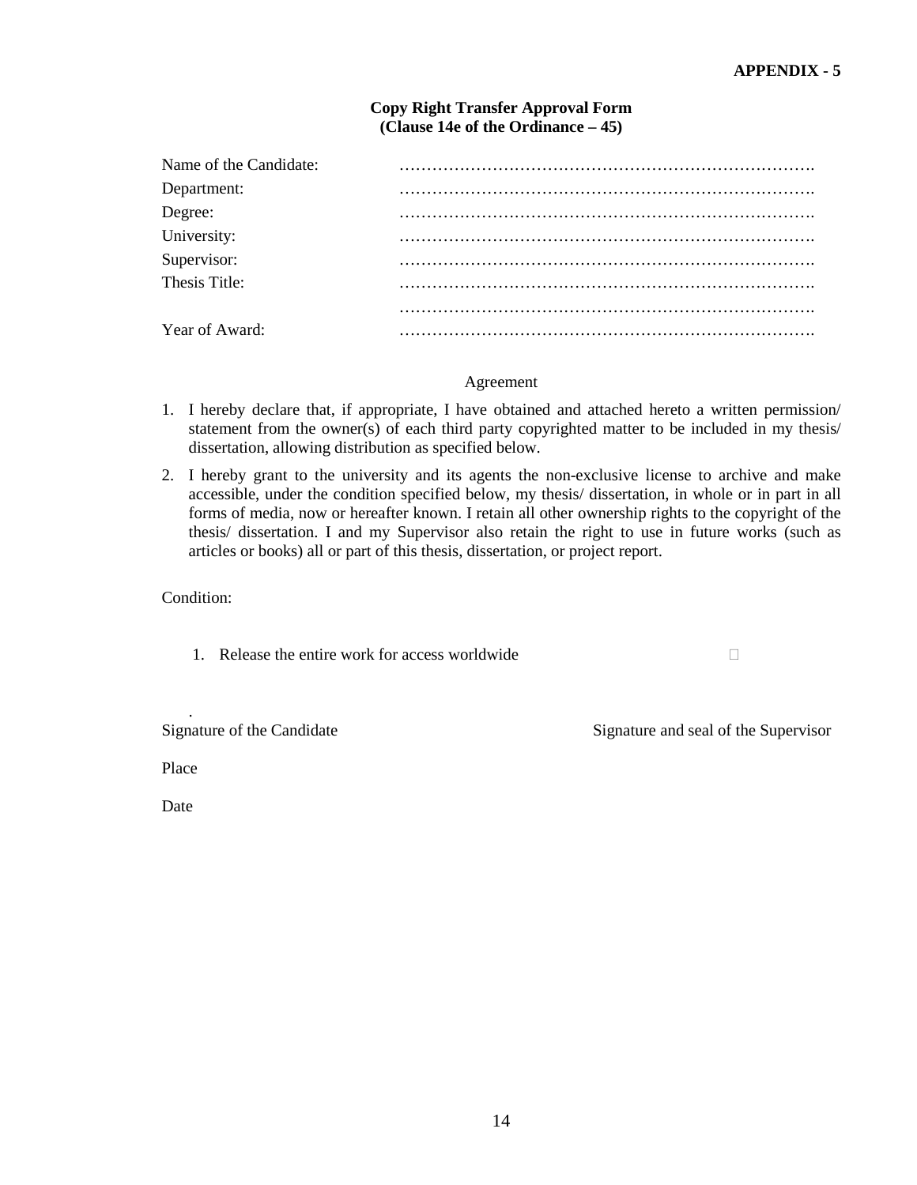**APPENDIX - 5**

**Copy Right Transfer Approval Form**
**(Clause 14e of the Ordinance – 45)**

Name of the Candidate: ……………………………………………………………….

Department: ……………………………………………………………….

Degree: ……………………………………………………………….

University: ……………………………………………………………….

Supervisor: ……………………………………………………………….

Thesis Title: ……………………………………………………………….

……………………………………………………………….

Year of Award: ……………………………………………………………….

Agreement

1. I hereby declare that, if appropriate, I have obtained and attached hereto a written permission/ statement from the owner(s) of each third party copyrighted matter to be included in my thesis/ dissertation, allowing distribution as specified below.
2. I hereby grant to the university and its agents the non-exclusive license to archive and make accessible, under the condition specified below, my thesis/ dissertation, in whole or in part in all forms of media, now or hereafter known. I retain all other ownership rights to the copyright of the thesis/ dissertation. I and my Supervisor also retain the right to use in future works (such as articles or books) all or part of this thesis, dissertation, or project report.

Condition:

1. Release the entire work for access worldwide □

.

Signature of the Candidate Signature and seal of the Supervisor

Place

Date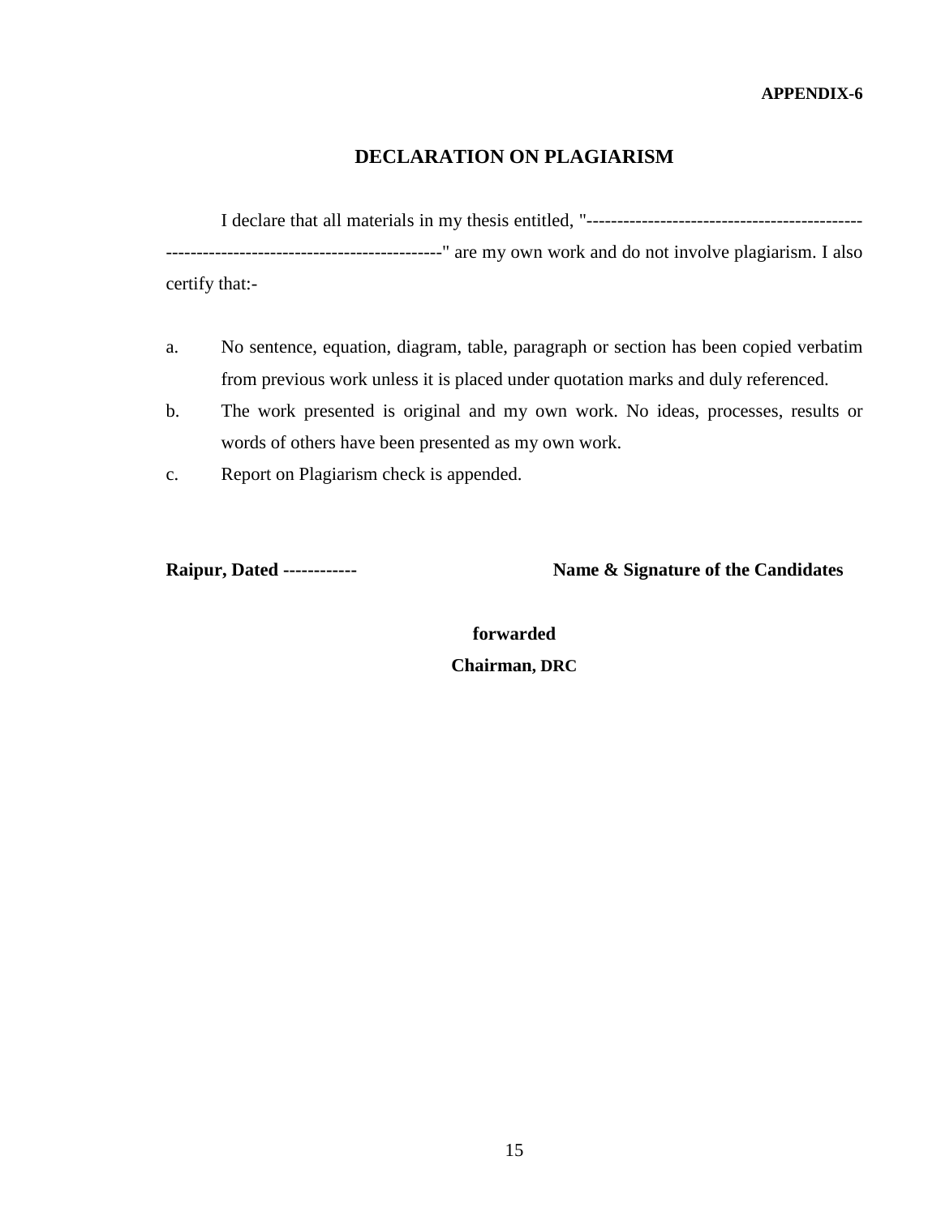**APPENDIX-6**

## DECLARATION ON PLAGIARISM

I declare that all materials in my thesis entitled, "--------------------------------------------- ---------------------------------------------" are my own work and do not involve plagiarism. I also certify that:-

a. No sentence, equation, diagram, table, paragraph or section has been copied verbatim from previous work unless it is placed under quotation marks and duly referenced.

b. The work presented is original and my own work. No ideas, processes, results or words of others have been presented as my own work.

c. Report on Plagiarism check is appended.

**Raipur, Dated ------------** **Name & Signature of the Candidates**

**forwarded**

**Chairman, DRC**